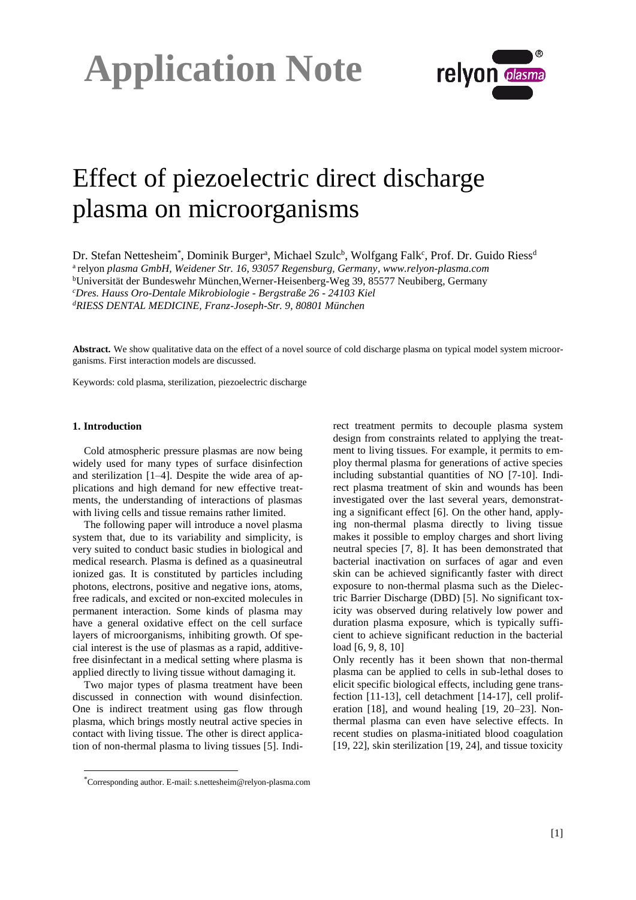# Application Note

# Effect of piezoelectric direct discharge plasma on microorganisms

Dr. Stefan Nettesheim[*], Dominik Burger[a], Michael Szulc[b], Wolfgang Falk[c], Prof. Dr. Guido Riess[d]

[a] relyon *plasma GmbH, Weidener Str. 16, 93057 Regensburg, Germany, www.relyon-plasma.com*

[b]Universität der Bundeswehr München,Werner-Heisenberg-Weg 39, 85577 Neubiberg, Germany

[c]*Dres. Hauss Oro-Dentale Mikrobiologie - Bergstraße 26 - 24103 Kiel*

[d]*RIESS DENTAL MEDICINE, Franz-Joseph-Str. 9, 80801 München*

**Abstract.** We show qualitative data on the effect of a novel source of cold discharge plasma on typical model system microorganisms. First interaction models are discussed.

Keywords: cold plasma, sterilization, piezoelectric discharge

### 1. Introduction

Cold atmospheric pressure plasmas are now being widely used for many types of surface disinfection and sterilization [1–4]. Despite the wide area of applications and high demand for new effective treatments, the understanding of interactions of plasmas with living cells and tissue remains rather limited.

The following paper will introduce a novel plasma system that, due to its variability and simplicity, is very suited to conduct basic studies in biological and medical research. Plasma is defined as a quasineutral ionized gas. It is constituted by particles including photons, electrons, positive and negative ions, atoms, free radicals, and excited or non-excited molecules in permanent interaction. Some kinds of plasma may have a general oxidative effect on the cell surface layers of microorganisms, inhibiting growth. Of special interest is the use of plasmas as a rapid, additive-free disinfectant in a medical setting where plasma is applied directly to living tissue without damaging it.

Two major types of plasma treatment have been discussed in connection with wound disinfection. One is indirect treatment using gas flow through plasma, which brings mostly neutral active species in contact with living tissue. The other is direct application of non-thermal plasma to living tissues [5]. Indirect treatment permits to decouple plasma system design from constraints related to applying the treatment to living tissues. For example, it permits to employ thermal plasma for generations of active species including substantial quantities of NO [7-10]. Indirect plasma treatment of skin and wounds has been investigated over the last several years, demonstrating a significant effect [6]. On the other hand, applying non-thermal plasma directly to living tissue makes it possible to employ charges and short living neutral species [7, 8]. It has been demonstrated that bacterial inactivation on surfaces of agar and even skin can be achieved significantly faster with direct exposure to non-thermal plasma such as the Dielectric Barrier Discharge (DBD) [5]. No significant toxicity was observed during relatively low power and duration plasma exposure, which is typically sufficient to achieve significant reduction in the bacterial load [6, 9, 8, 10]

Only recently has it been shown that non-thermal plasma can be applied to cells in sub-lethal doses to elicit specific biological effects, including gene transfection [11-13], cell detachment [14-17], cell proliferation [18], and wound healing [19, 20–23]. Non-thermal plasma can even have selective effects. In recent studies on plasma-initiated blood coagulation [19, 22], skin sterilization [19, 24], and tissue toxicity

[*]Corresponding author. E-mail: s.nettesheim@relyon-plasma.com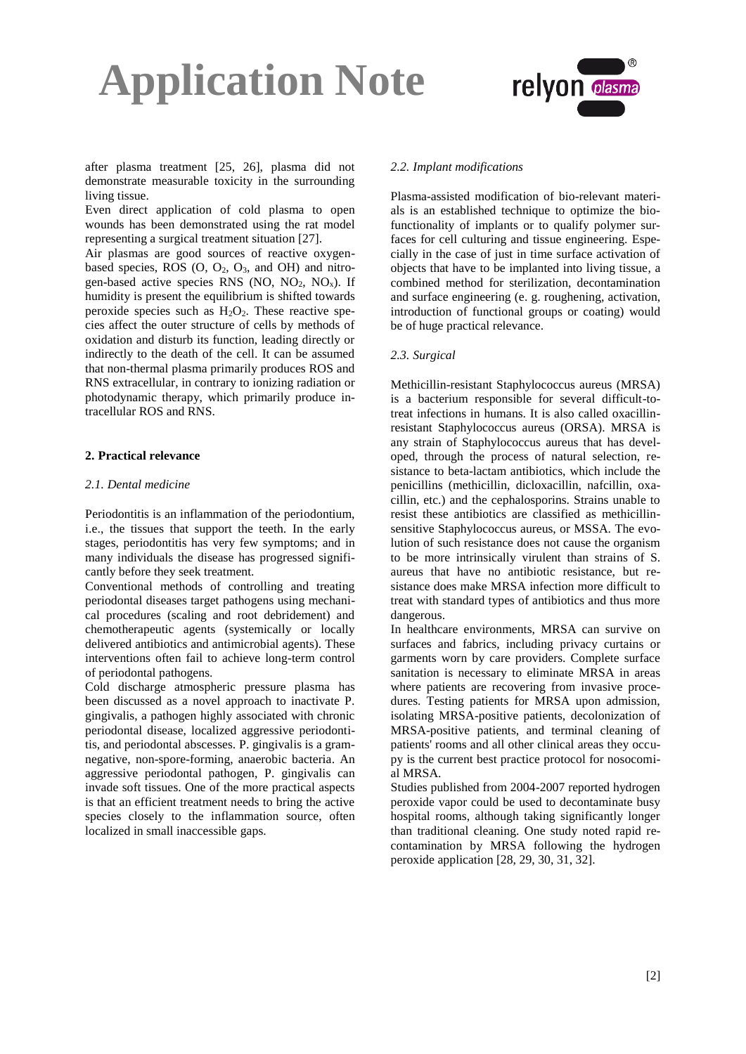after plasma treatment [25, 26], plasma did not demonstrate measurable toxicity in the surrounding living tissue.

Even direct application of cold plasma to open wounds has been demonstrated using the rat model representing a surgical treatment situation [27].

Air plasmas are good sources of reactive oxygen-based species, ROS (O, $O_2$, $O_3$, and OH) and nitrogen-based active species RNS (NO, $NO_2$, $NO_x$). If humidity is present the equilibrium is shifted towards peroxide species such as $H_2O_2$. These reactive species affect the outer structure of cells by methods of oxidation and disturb its function, leading directly or indirectly to the death of the cell. It can be assumed that non-thermal plasma primarily produces ROS and RNS extracellular, in contrary to ionizing radiation or photodynamic therapy, which primarily produce intracellular ROS and RNS.

## 2. Practical relevance

### *2.1. Dental medicine*

Periodontitis is an inflammation of the periodontium, i.e., the tissues that support the teeth. In the early stages, periodontitis has very few symptoms; and in many individuals the disease has progressed significantly before they seek treatment.

Conventional methods of controlling and treating periodontal diseases target pathogens using mechanical procedures (scaling and root debridement) and chemotherapeutic agents (systemically or locally delivered antibiotics and antimicrobial agents). These interventions often fail to achieve long-term control of periodontal pathogens.

Cold discharge atmospheric pressure plasma has been discussed as a novel approach to inactivate P. gingivalis, a pathogen highly associated with chronic periodontal disease, localized aggressive periodontitis, and periodontal abscesses. P. gingivalis is a gram-negative, non-spore-forming, anaerobic bacteria. An aggressive periodontal pathogen, P. gingivalis can invade soft tissues. One of the more practical aspects is that an efficient treatment needs to bring the active species closely to the inflammation source, often localized in small inaccessible gaps.

### *2.2. Implant modifications*

Plasma-assisted modification of bio-relevant materials is an established technique to optimize the biofunctionality of implants or to qualify polymer surfaces for cell culturing and tissue engineering. Especially in the case of just in time surface activation of objects that have to be implanted into living tissue, a combined method for sterilization, decontamination and surface engineering (e. g. roughening, activation, introduction of functional groups or coating) would be of huge practical relevance.

### *2.3. Surgical*

Methicillin-resistant Staphylococcus aureus (MRSA) is a bacterium responsible for several difficult-to-treat infections in humans. It is also called oxacillin-resistant Staphylococcus aureus (ORSA). MRSA is any strain of Staphylococcus aureus that has developed, through the process of natural selection, resistance to beta-lactam antibiotics, which include the penicillins (methicillin, dicloxacillin, nafcillin, oxacillin, etc.) and the cephalosporins. Strains unable to resist these antibiotics are classified as methicillin-sensitive Staphylococcus aureus, or MSSA. The evolution of such resistance does not cause the organism to be more intrinsically virulent than strains of S. aureus that have no antibiotic resistance, but resistance does make MRSA infection more difficult to treat with standard types of antibiotics and thus more dangerous.

In healthcare environments, MRSA can survive on surfaces and fabrics, including privacy curtains or garments worn by care providers. Complete surface sanitation is necessary to eliminate MRSA in areas where patients are recovering from invasive procedures. Testing patients for MRSA upon admission, isolating MRSA-positive patients, decolonization of MRSA-positive patients, and terminal cleaning of patients' rooms and all other clinical areas they occupy is the current best practice protocol for nosocomial MRSA.

Studies published from 2004-2007 reported hydrogen peroxide vapor could be used to decontaminate busy hospital rooms, although taking significantly longer than traditional cleaning. One study noted rapid recontamination by MRSA following the hydrogen peroxide application [28, 29, 30, 31, 32].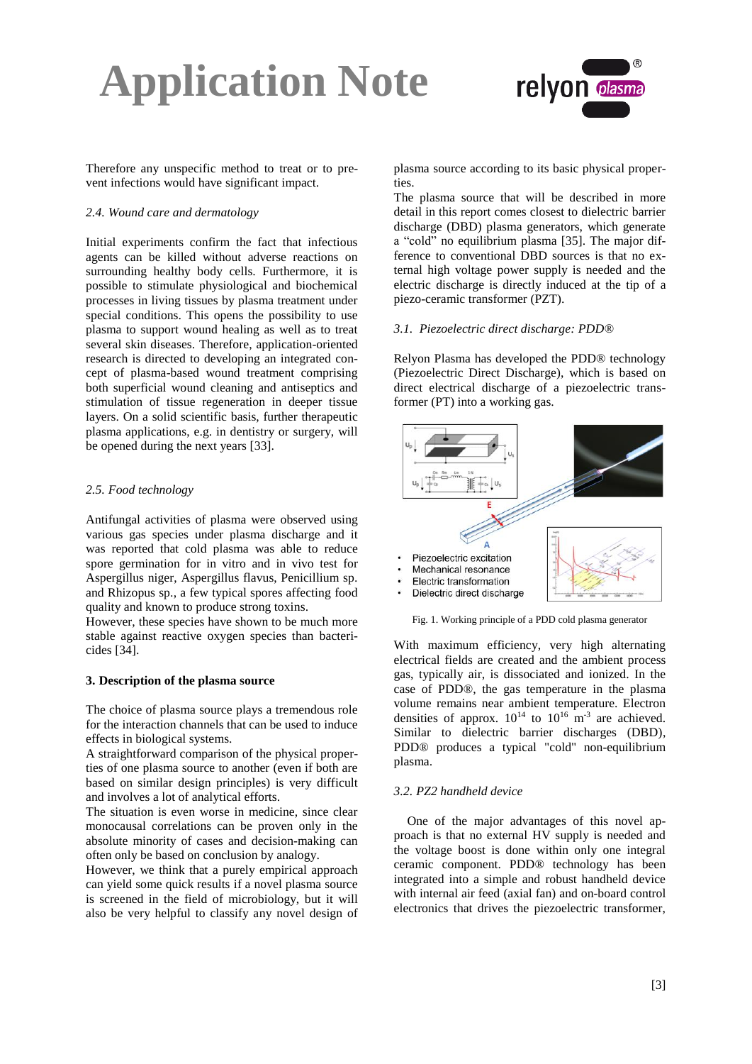Therefore any unspecific method to treat or to prevent infections would have significant impact.

### 2.4. Wound care and dermatology

Initial experiments confirm the fact that infectious agents can be killed without adverse reactions on surrounding healthy body cells. Furthermore, it is possible to stimulate physiological and biochemical processes in living tissues by plasma treatment under special conditions. This opens the possibility to use plasma to support wound healing as well as to treat several skin diseases. Therefore, application-oriented research is directed to developing an integrated concept of plasma-based wound treatment comprising both superficial wound cleaning and antiseptics and stimulation of tissue regeneration in deeper tissue layers. On a solid scientific basis, further therapeutic plasma applications, e.g. in dentistry or surgery, will be opened during the next years [33].

### 2.5. Food technology

Antifungal activities of plasma were observed using various gas species under plasma discharge and it was reported that cold plasma was able to reduce spore germination for in vitro and in vivo test for Aspergillus niger, Aspergillus flavus, Penicillium sp. and Rhizopus sp., a few typical spores affecting food quality and known to produce strong toxins.
However, these species have shown to be much more stable against reactive oxygen species than bactericides [34].

## 3. Description of the plasma source

The choice of plasma source plays a tremendous role for the interaction channels that can be used to induce effects in biological systems.
A straightforward comparison of the physical properties of one plasma source to another (even if both are based on similar design principles) is very difficult and involves a lot of analytical efforts.
The situation is even worse in medicine, since clear monocausal correlations can be proven only in the absolute minority of cases and decision-making can often only be based on conclusion by analogy.
However, we think that a purely empirical approach can yield some quick results if a novel plasma source is screened in the field of microbiology, but it will also be very helpful to classify any novel design of plasma source according to its basic physical properties.
The plasma source that will be described in more detail in this report comes closest to dielectric barrier discharge (DBD) plasma generators, which generate a "cold" no equilibrium plasma [35]. The major difference to conventional DBD sources is that no external high voltage power supply is needed and the electric discharge is directly induced at the tip of a piezo-ceramic transformer (PZT).

### 3.1. Piezoelectric direct discharge: PDD®

Relyon Plasma has developed the PDD® technology (Piezoelectric Direct Discharge), which is based on direct electrical discharge of a piezoelectric transformer (PT) into a working gas.

- Piezoelectric excitation
- Mechanical resonance
- Electric transformation
- Dielectric direct discharge

Fig. 1. Working principle of a PDD cold plasma generator

With maximum efficiency, very high alternating electrical fields are created and the ambient process gas, typically air, is dissociated and ionized. In the case of PDD®, the gas temperature in the plasma volume remains near ambient temperature. Electron densities of approx. $10^{14}$ to $10^{16}$ $m^{-3}$ are achieved. Similar to dielectric barrier discharges (DBD), PDD® produces a typical "cold" non-equilibrium plasma.

### 3.2. PZ2 handheld device

One of the major advantages of this novel approach is that no external HV supply is needed and the voltage boost is done within only one integral ceramic component. PDD® technology has been integrated into a simple and robust handheld device with internal air feed (axial fan) and on-board control electronics that drives the piezoelectric transformer,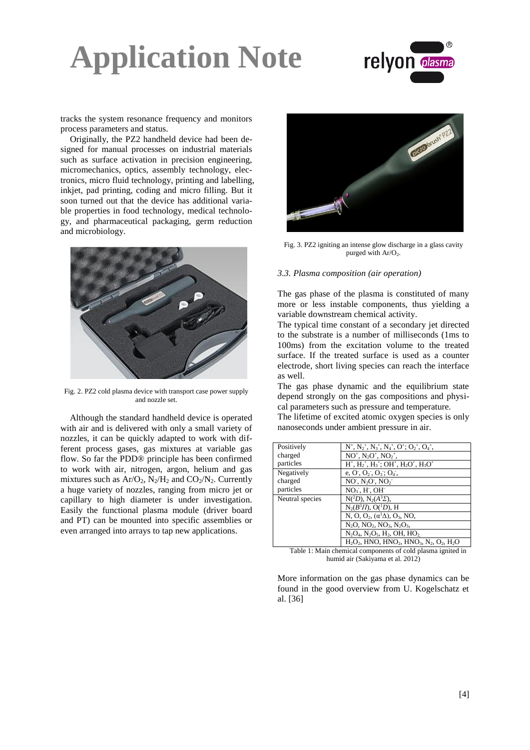tracks the system resonance frequency and monitors process parameters and status.

Originally, the PZ2 handheld device had been designed for manual processes on industrial materials such as surface activation in precision engineering, micromechanics, optics, assembly technology, electronics, micro fluid technology, printing and labelling, inkjet, pad printing, coding and micro filling. But it soon turned out that the device has additional variable properties in food technology, medical technology, and pharmaceutical packaging, germ reduction and microbiology.

Fig. 2. PZ2 cold plasma device with transport case power supply and nozzle set.

Although the standard handheld device is operated with air and is delivered with only a small variety of nozzles, it can be quickly adapted to work with different process gases, gas mixtures at variable gas flow. So far the PDD® principle has been confirmed to work with air, nitrogen, argon, helium and gas mixtures such as $Ar/O_2$, $N_2/H_2$ and $CO_2/N_2$. Currently a huge variety of nozzles, ranging from micro jet or capillary to high diameter is under investigation. Easily the functional plasma module (driver board and PT) can be mounted into specific assemblies or even arranged into arrays to tap new applications.

Fig. 3. PZ2 igniting an intense glow discharge in a glass cavity purged with $Ar/O_2$.

### *3.3. Plasma composition (air operation)*

The gas phase of the plasma is constituted of many more or less instable components, thus yielding a variable downstream chemical activity.

The typical time constant of a secondary jet directed to the substrate is a number of milliseconds (1ms to 100ms) from the excitation volume to the treated surface. If the treated surface is used as a counter electrode, short living species can reach the interface as well.

The gas phase dynamic and the equilibrium state depend strongly on the gas compositions and physical parameters such as pressure and temperature.

The lifetime of excited atomic oxygen species is only nanoseconds under ambient pressure in air.

| | |
|---|---|
| Positively charged particles | $N^+$, $N_2^+$, $N_3^+$, $N_4^+$, $O^+$; $O_2^+$, $O_4^+$, |
| | $NO^+$, $N_2O^+$, $NO_2^+$, |
| | $H^+$, $H_2^+$, $H_3^+$; $OH^+$, $H_2O^+$, $H_3O^+$ |
| Negatively charged particles | e, $O^-$, $O_2^-$, $O_3^-$; $O_4^-$, |
| | $NO^-$, $N_2O^-$, $NO_2^-$ |
| | $NO_3^-$, $H^-$, $OH^-$ |
| Neutral species | $N(^2D)$, $N_2(A^3\Sigma)$, |
| | $N_2(B^3\Pi)$, $O(^1D)$, H |
| | N, O, $O_2$, $(\alpha^1\Delta)$, $O_3$, NO, |
| | $N_2O$, $NO_2$, $NO_3$, $N_2O_3$, |
| | $N_2O_4$, $N_2O_5$, $H_2$, OH, $HO_2$ |
| | $H_2O_2$, HNO, $HNO_2$, $HNO_3$, $N_2$, $O_2$, $H_2O$ |

Table 1: Main chemical components of cold plasma ignited in humid air (Sakiyama et al. 2012)

More information on the gas phase dynamics can be found in the good overview from U. Kogelschatz et al. [36]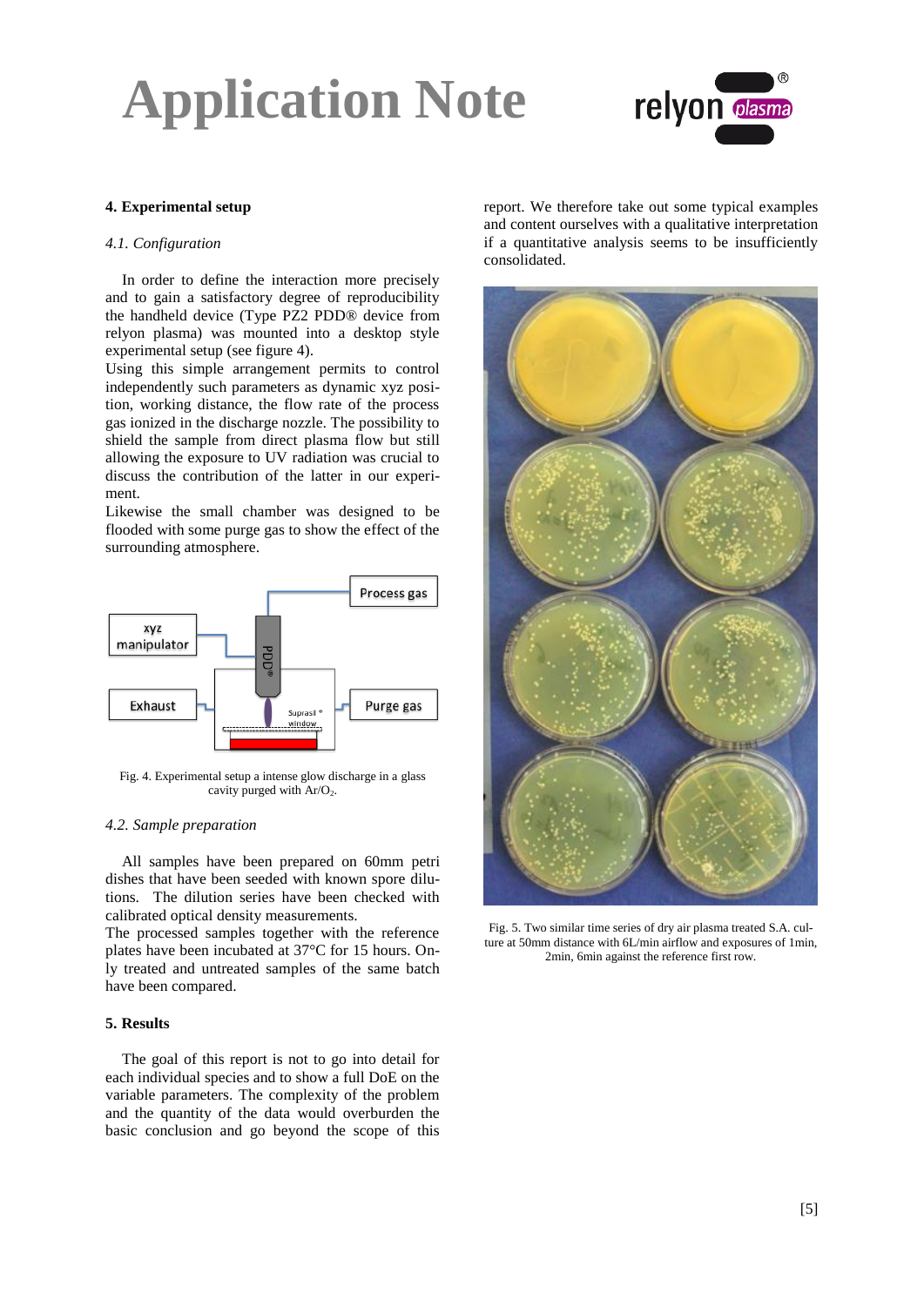## 4. Experimental setup

### *4.1. Configuration*

In order to define the interaction more precisely and to gain a satisfactory degree of reproducibility the handheld device (Type PZ2 PDD® device from relyon plasma) was mounted into a desktop style experimental setup (see figure 4).

Using this simple arrangement permits to control independently such parameters as dynamic xyz position, working distance, the flow rate of the process gas ionized in the discharge nozzle. The possibility to shield the sample from direct plasma flow but still allowing the exposure to UV radiation was crucial to discuss the contribution of the latter in our experiment.

Likewise the small chamber was designed to be flooded with some purge gas to show the effect of the surrounding atmosphere.

Fig. 4. Experimental setup a intense glow discharge in a glass cavity purged with $Ar/O_2$.

### *4.2. Sample preparation*

All samples have been prepared on 60mm petri dishes that have been seeded with known spore dilutions. The dilution series have been checked with calibrated optical density measurements.

The processed samples together with the reference plates have been incubated at 37°C for 15 hours. Only treated and untreated samples of the same batch have been compared.

## 5. Results

The goal of this report is not to go into detail for each individual species and to show a full DoE on the variable parameters. The complexity of the problem and the quantity of the data would overburden the basic conclusion and go beyond the scope of this report. We therefore take out some typical examples and content ourselves with a qualitative interpretation if a quantitative analysis seems to be insufficiently consolidated.

Fig. 5. Two similar time series of dry air plasma treated S.A. culture at 50mm distance with 6L/min airflow and exposures of 1min, 2min, 6min against the reference first row.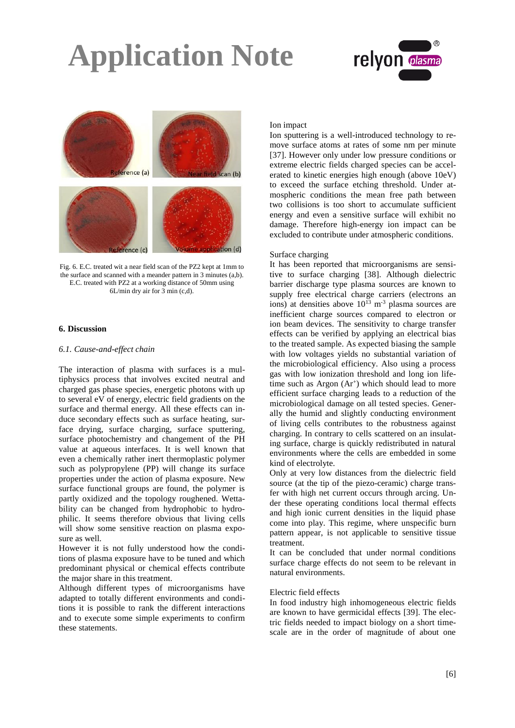Fig. 6. E.C. treated wit a near field scan of the PZ2 kept at 1mm to the surface and scanned with a meander pattern in 3 minutes (a,b). E.C. treated with PZ2 at a working distance of 50mm using 6L/min dry air for 3 min (c,d).

## 6. Discussion

### *6.1. Cause-and-effect chain*

The interaction of plasma with surfaces is a multiphysics process that involves excited neutral and charged gas phase species, energetic photons with up to several eV of energy, electric field gradients on the surface and thermal energy. All these effects can induce secondary effects such as surface heating, surface drying, surface charging, surface sputtering, surface photochemistry and changement of the PH value at aqueous interfaces. It is well known that even a chemically rather inert thermoplastic polymer such as polypropylene (PP) will change its surface properties under the action of plasma exposure. New surface functional groups are found, the polymer is partly oxidized and the topology roughened. Wettability can be changed from hydrophobic to hydrophilic. It seems therefore obvious that living cells will show some sensitive reaction on plasma exposure as well.

However it is not fully understood how the conditions of plasma exposure have to be tuned and which predominant physical or chemical effects contribute the major share in this treatment.

Although different types of microorganisms have adapted to totally different environments and conditions it is possible to rank the different interactions and to execute some simple experiments to confirm these statements.

Ion impact

Ion sputtering is a well-introduced technology to remove surface atoms at rates of some nm per minute [37]. However only under low pressure conditions or extreme electric fields charged species can be accelerated to kinetic energies high enough (above 10eV) to exceed the surface etching threshold. Under atmospheric conditions the mean free path between two collisions is too short to accumulate sufficient energy and even a sensitive surface will exhibit no damage. Therefore high-energy ion impact can be excluded to contribute under atmospheric conditions.

Surface charging

It has been reported that microorganisms are sensitive to surface charging [38]. Although dielectric barrier discharge type plasma sources are known to supply free electrical charge carriers (electrons an ions) at densities above $10^{13}$ $m^{-3}$ plasma sources are inefficient charge sources compared to electron or ion beam devices. The sensitivity to charge transfer effects can be verified by applying an electrical bias to the treated sample. As expected biasing the sample with low voltages yields no substantial variation of the microbiological efficiency. Also using a process gas with low ionization threshold and long ion lifetime such as Argon ($Ar^+$) which should lead to more efficient surface charging leads to a reduction of the microbiological damage on all tested species. Generally the humid and slightly conducting environment of living cells contributes to the robustness against charging. In contrary to cells scattered on an insulating surface, charge is quickly redistributed in natural environments where the cells are embedded in some kind of electrolyte.

Only at very low distances from the dielectric field source (at the tip of the piezo-ceramic) charge transfer with high net current occurs through arcing. Under these operating conditions local thermal effects and high ionic current densities in the liquid phase come into play. This regime, where unspecific burn pattern appear, is not applicable to sensitive tissue treatment.

It can be concluded that under normal conditions surface charge effects do not seem to be relevant in natural environments.

Electric field effects

In food industry high inhomogeneous electric fields are known to have germicidal effects [39]. The electric fields needed to impact biology on a short timescale are in the order of magnitude of about one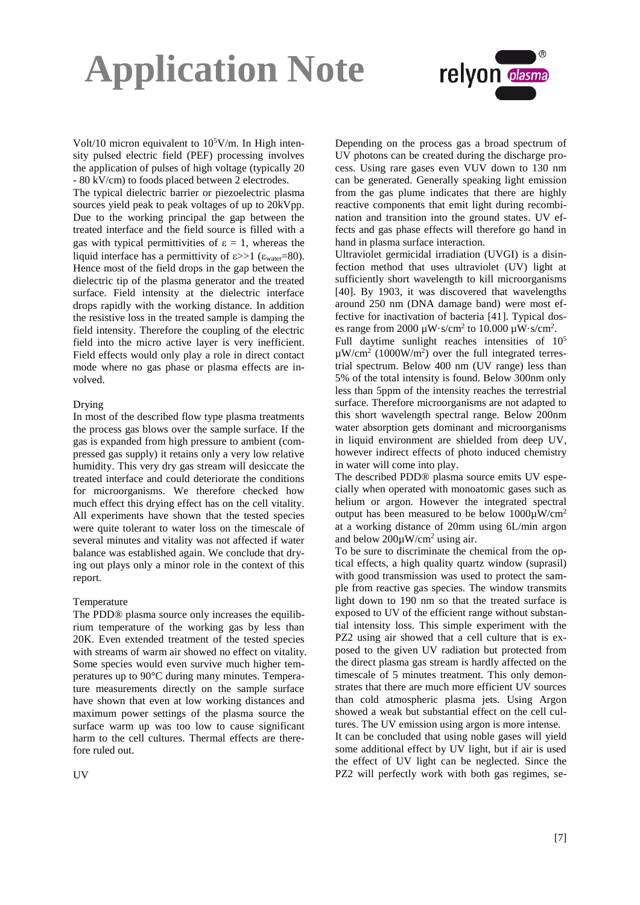Volt/10 micron equivalent to $10^5$V/m. In High intensity pulsed electric field (PEF) processing involves the application of pulses of high voltage (typically 20 - 80 kV/cm) to foods placed between 2 electrodes.

The typical dielectric barrier or piezoelectric plasma sources yield peak to peak voltages of up to 20kVpp. Due to the working principal the gap between the treated interface and the field source is filled with a gas with typical permittivities of $\varepsilon = 1$, whereas the liquid interface has a permittivity of $\varepsilon >> 1$ ($\varepsilon_{water}=80$). Hence most of the field drops in the gap between the dielectric tip of the plasma generator and the treated surface. Field intensity at the dielectric interface drops rapidly with the working distance. In addition the resistive loss in the treated sample is damping the field intensity. Therefore the coupling of the electric field into the micro active layer is very inefficient. Field effects would only play a role in direct contact mode where no gas phase or plasma effects are involved.

Drying

In most of the described flow type plasma treatments the process gas blows over the sample surface. If the gas is expanded from high pressure to ambient (compressed gas supply) it retains only a very low relative humidity. This very dry gas stream will desiccate the treated interface and could deteriorate the conditions for microorganisms. We therefore checked how much effect this drying effect has on the cell vitality. All experiments have shown that the tested species were quite tolerant to water loss on the timescale of several minutes and vitality was not affected if water balance was established again. We conclude that drying out plays only a minor role in the context of this report.

Temperature

The PDD® plasma source only increases the equilibrium temperature of the working gas by less than 20K. Even extended treatment of the tested species with streams of warm air showed no effect on vitality. Some species would even survive much higher temperatures up to 90°C during many minutes. Temperature measurements directly on the sample surface have shown that even at low working distances and maximum power settings of the plasma source the surface warm up was too low to cause significant harm to the cell cultures. Thermal effects are therefore ruled out.

UV

Depending on the process gas a broad spectrum of UV photons can be created during the discharge process. Using rare gases even VUV down to 130 nm can be generated. Generally speaking light emission from the gas plume indicates that there are highly reactive components that emit light during recombination and transition into the ground states. UV effects and gas phase effects will therefore go hand in hand in plasma surface interaction.

Ultraviolet germicidal irradiation (UVGI) is a disinfection method that uses ultraviolet (UV) light at sufficiently short wavelength to kill microorganisms [40]. By 1903, it was discovered that wavelengths around 250 nm (DNA damage band) were most effective for inactivation of bacteria [41]. Typical doses range from 2000 µW·s/cm² to 10.000 µW·s/cm².

Full daytime sunlight reaches intensities of $10^5$ µW/cm² (1000W/m²) over the full integrated terrestrial spectrum. Below 400 nm (UV range) less than 5% of the total intensity is found. Below 300nm only less than 5ppm of the intensity reaches the terrestrial surface. Therefore microorganisms are not adapted to this short wavelength spectral range. Below 200nm water absorption gets dominant and microorganisms in liquid environment are shielded from deep UV, however indirect effects of photo induced chemistry in water will come into play.

The described PDD® plasma source emits UV especially when operated with monoatomic gases such as helium or argon. However the integrated spectral output has been measured to be below 1000µW/cm² at a working distance of 20mm using 6L/min argon and below 200µW/cm² using air.

To be sure to discriminate the chemical from the optical effects, a high quality quartz window (suprasil) with good transmission was used to protect the sample from reactive gas species. The window transmits light down to 190 nm so that the treated surface is exposed to UV of the efficient range without substantial intensity loss. This simple experiment with the PZ2 using air showed that a cell culture that is exposed to the given UV radiation but protected from the direct plasma gas stream is hardly affected on the timescale of 5 minutes treatment. This only demonstrates that there are much more efficient UV sources than cold atmospheric plasma jets. Using Argon showed a weak but substantial effect on the cell cultures. The UV emission using argon is more intense.

It can be concluded that using noble gases will yield some additional effect by UV light, but if air is used the effect of UV light can be neglected. Since the PZ2 will perfectly work with both gas regimes, se-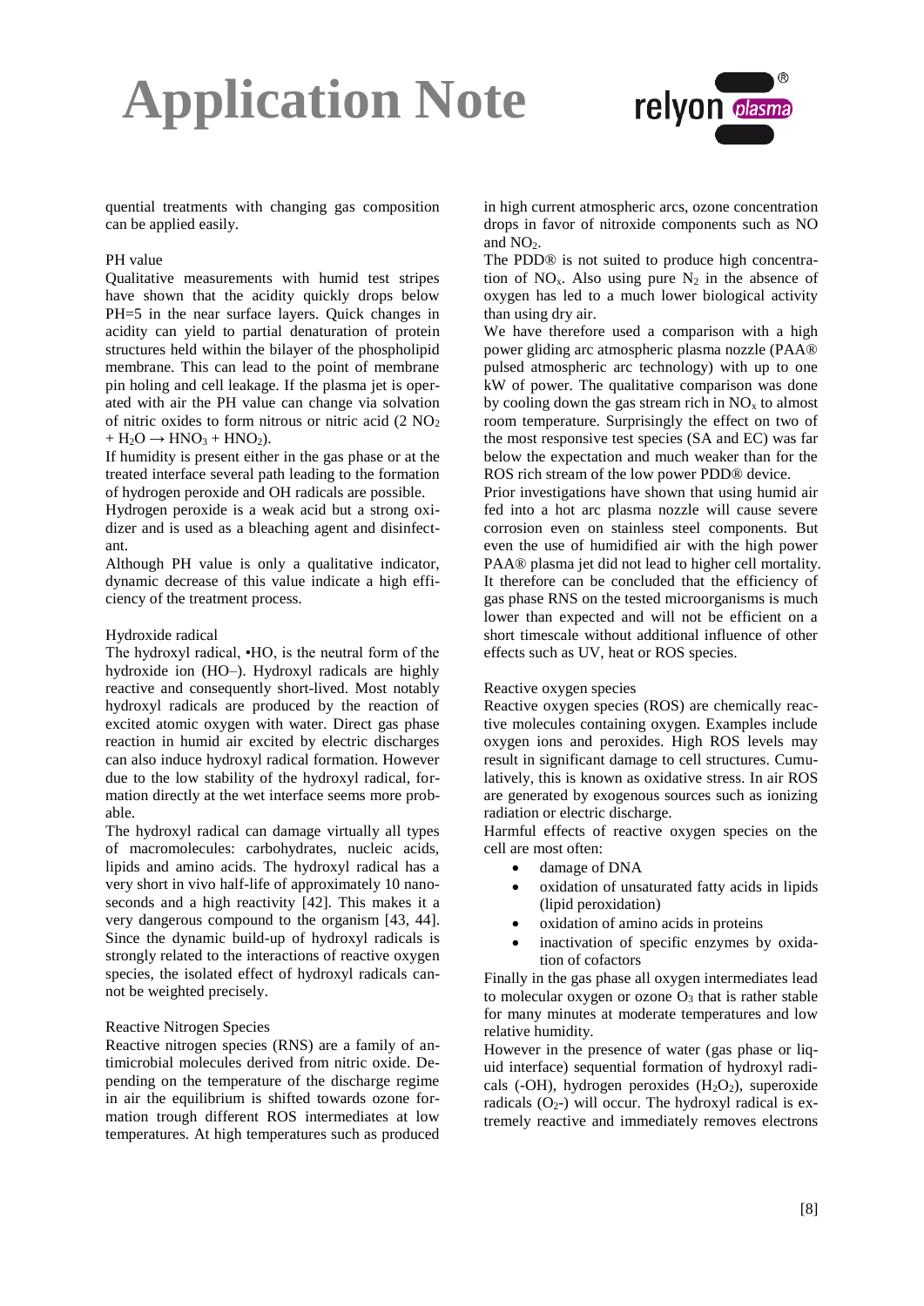quential treatments with changing gas composition can be applied easily.

### PH value

Qualitative measurements with humid test stripes have shown that the acidity quickly drops below PH=5 in the near surface layers. Quick changes in acidity can yield to partial denaturation of protein structures held within the bilayer of the phospholipid membrane. This can lead to the point of membrane pin holing and cell leakage. If the plasma jet is operated with air the PH value can change via solvation of nitric oxides to form nitrous or nitric acid ($2\ NO_2 + H_2O \rightarrow HNO_3 + HNO_2$).

If humidity is present either in the gas phase or at the treated interface several path leading to the formation of hydrogen peroxide and OH radicals are possible.

Hydrogen peroxide is a weak acid but a strong oxidizer and is used as a bleaching agent and disinfectant.

Although PH value is only a qualitative indicator, dynamic decrease of this value indicate a high efficiency of the treatment process.

### Hydroxide radical

The hydroxyl radical, •HO, is the neutral form of the hydroxide ion (HO–). Hydroxyl radicals are highly reactive and consequently short-lived. Most notably hydroxyl radicals are produced by the reaction of excited atomic oxygen with water. Direct gas phase reaction in humid air excited by electric discharges can also induce hydroxyl radical formation. However due to the low stability of the hydroxyl radical, formation directly at the wet interface seems more probable.

The hydroxyl radical can damage virtually all types of macromolecules: carbohydrates, nucleic acids, lipids and amino acids. The hydroxyl radical has a very short in vivo half-life of approximately 10 nanoseconds and a high reactivity [42]. This makes it a very dangerous compound to the organism [43, 44]. Since the dynamic build-up of hydroxyl radicals is strongly related to the interactions of reactive oxygen species, the isolated effect of hydroxyl radicals cannot be weighted precisely.

### Reactive Nitrogen Species

Reactive nitrogen species (RNS) are a family of antimicrobial molecules derived from nitric oxide. Depending on the temperature of the discharge regime in air the equilibrium is shifted towards ozone formation trough different ROS intermediates at low temperatures. At high temperatures such as produced in high current atmospheric arcs, ozone concentration drops in favor of nitroxide components such as NO and $NO_2$.

The PDD® is not suited to produce high concentration of $NO_x$. Also using pure $N_2$ in the absence of oxygen has led to a much lower biological activity than using dry air.

We have therefore used a comparison with a high power gliding arc atmospheric plasma nozzle (PAA® pulsed atmospheric arc technology) with up to one kW of power. The qualitative comparison was done by cooling down the gas stream rich in $NO_x$ to almost room temperature. Surprisingly the effect on two of the most responsive test species (SA and EC) was far below the expectation and much weaker than for the ROS rich stream of the low power PDD® device.

Prior investigations have shown that using humid air fed into a hot arc plasma nozzle will cause severe corrosion even on stainless steel components. But even the use of humidified air with the high power PAA® plasma jet did not lead to higher cell mortality. It therefore can be concluded that the efficiency of gas phase RNS on the tested microorganisms is much lower than expected and will not be efficient on a short timescale without additional influence of other effects such as UV, heat or ROS species.

### Reactive oxygen species

Reactive oxygen species (ROS) are chemically reactive molecules containing oxygen. Examples include oxygen ions and peroxides. High ROS levels may result in significant damage to cell structures. Cumulatively, this is known as oxidative stress. In air ROS are generated by exogenous sources such as ionizing radiation or electric discharge.

Harmful effects of reactive oxygen species on the cell are most often:

- damage of DNA
- oxidation of unsaturated fatty acids in lipids (lipid peroxidation)
- oxidation of amino acids in proteins
- inactivation of specific enzymes by oxidation of cofactors

Finally in the gas phase all oxygen intermediates lead to molecular oxygen or ozone $O_3$ that is rather stable for many minutes at moderate temperatures and low relative humidity.

However in the presence of water (gas phase or liquid interface) sequential formation of hydroxyl radicals (-OH), hydrogen peroxides ($H_2O_2$), superoxide radicals ($O_2$-) will occur. The hydroxyl radical is extremely reactive and immediately removes electrons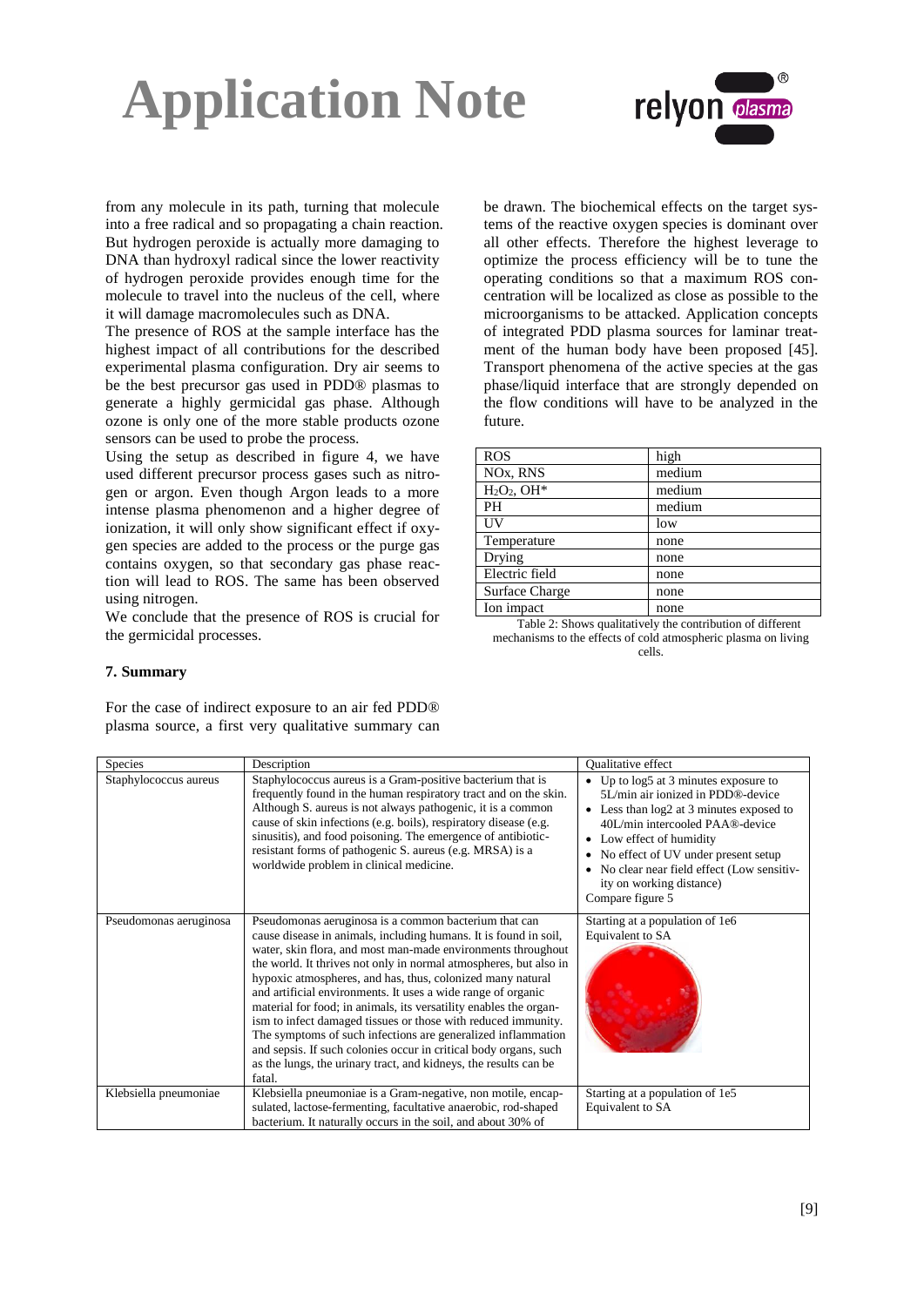from any molecule in its path, turning that molecule into a free radical and so propagating a chain reaction. But hydrogen peroxide is actually more damaging to DNA than hydroxyl radical since the lower reactivity of hydrogen peroxide provides enough time for the molecule to travel into the nucleus of the cell, where it will damage macromolecules such as DNA.

The presence of ROS at the sample interface has the highest impact of all contributions for the described experimental plasma configuration. Dry air seems to be the best precursor gas used in PDD® plasmas to generate a highly germicidal gas phase. Although ozone is only one of the more stable products ozone sensors can be used to probe the process.

Using the setup as described in figure 4, we have used different precursor process gases such as nitrogen or argon. Even though Argon leads to a more intense plasma phenomenon and a higher degree of ionization, it will only show significant effect if oxygen species are added to the process or the purge gas contains oxygen, so that secondary gas phase reaction will lead to ROS. The same has been observed using nitrogen.

We conclude that the presence of ROS is crucial for the germicidal processes.

### 7. Summary

For the case of indirect exposure to an air fed PDD® plasma source, a first very qualitative summary can be drawn. The biochemical effects on the target systems of the reactive oxygen species is dominant over all other effects. Therefore the highest leverage to optimize the process efficiency will be to tune the operating conditions so that a maximum ROS concentration will be localized as close as possible to the microorganisms to be attacked. Application concepts of integrated PDD plasma sources for laminar treatment of the human body have been proposed [45]. Transport phenomena of the active species at the gas phase/liquid interface that are strongly depended on the flow conditions will have to be analyzed in the future.

| ROS | high |
|---|---|
| NOx, RNS | medium |
| $H_2O_2$, OH* | medium |
| PH | medium |
| UV | low |
| Temperature | none |
| Drying | none |
| Electric field | none |
| Surface Charge | none |
| Ion impact | none |

Table 2: Shows qualitatively the contribution of different mechanisms to the effects of cold atmospheric plasma on living cells.

| Species | Description | Qualitative effect |
|---|---|---|
| Staphylococcus aureus | Staphylococcus aureus is a Gram-positive bacterium that is frequently found in the human respiratory tract and on the skin. Although S. aureus is not always pathogenic, it is a common cause of skin infections (e.g. boils), respiratory disease (e.g. sinusitis), and food poisoning. The emergence of antibiotic-resistant forms of pathogenic S. aureus (e.g. MRSA) is a worldwide problem in clinical medicine. | • Up to log5 at 3 minutes exposure to 5L/min air ionized in PDD®-device<br>• Less than log2 at 3 minutes exposed to 40L/min intercooled PAA®-device<br>• Low effect of humidity<br>• No effect of UV under present setup<br>• No clear near field effect (Low sensitivity on working distance)<br>Compare figure 5 |
| Pseudomonas aeruginosa | Pseudomonas aeruginosa is a common bacterium that can cause disease in animals, including humans. It is found in soil, water, skin flora, and most man-made environments throughout the world. It thrives not only in normal atmospheres, but also in hypoxic atmospheres, and has, thus, colonized many natural and artificial environments. It uses a wide range of organic material for food; in animals, its versatility enables the organism to infect damaged tissues or those with reduced immunity. The symptoms of such infections are generalized inflammation and sepsis. If such colonies occur in critical body organs, such as the lungs, the urinary tract, and kidneys, the results can be fatal. | Starting at a population of 1e6<br>Equivalent to SA |
| Klebsiella pneumoniae | Klebsiella pneumoniae is a Gram-negative, non motile, encapsulated, lactose-fermenting, facultative anaerobic, rod-shaped bacterium. It naturally occurs in the soil, and about 30% of | Starting at a population of 1e5<br>Equivalent to SA |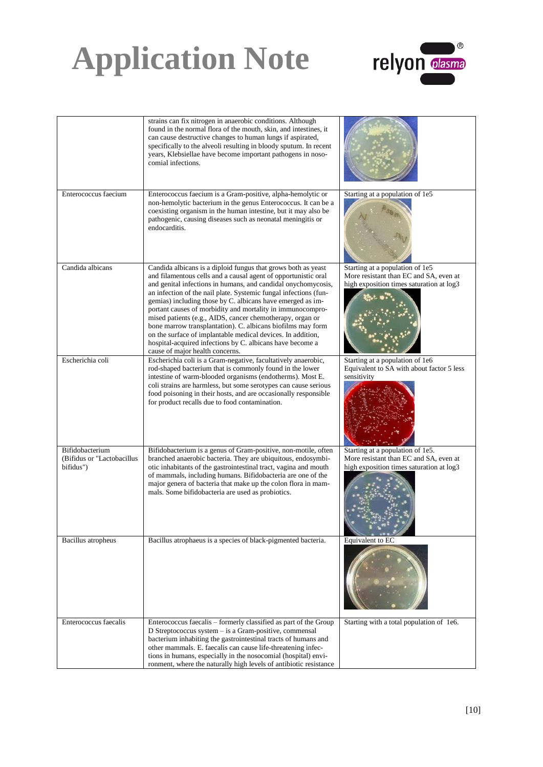# Application Note

| | | |
|---|---|---|
| | strains can fix nitrogen in anaerobic conditions. Although found in the normal flora of the mouth, skin, and intestines, it can cause destructive changes to human lungs if aspirated, specifically to the alveoli resulting in bloody sputum. In recent years, Klebsiellae have become important pathogens in noso-comial infections. | |
| Enterococcus faecium | Enterococcus faecium is a Gram-positive, alpha-hemolytic or non-hemolytic bacterium in the genus Enterococcus. It can be a coexisting organism in the human intestine, but it may also be pathogenic, causing diseases such as neonatal meningitis or endocarditis. | Starting at a population of 1e5 |
| Candida albicans | Candida albicans is a diploid fungus that grows both as yeast and filamentous cells and a causal agent of opportunistic oral and genital infections in humans, and candidal onychomycosis, an infection of the nail plate. Systemic fungal infections (fun-gemias) including those by C. albicans have emerged as im-portant causes of morbidity and mortality in immunocompro-mised patients (e.g., AIDS, cancer chemotherapy, organ or bone marrow transplantation). C. albicans biofilms may form on the surface of implantable medical devices. In addition, hospital-acquired infections by C. albicans have become a cause of major health concerns. | Starting at a population of 1e5<br>More resistant than EC and SA, even at high exposition times saturation at log3 |
| Escherichia coli | Escherichia coli is a Gram-negative, facultatively anaerobic, rod-shaped bacterium that is commonly found in the lower intestine of warm-blooded organisms (endotherms). Most E. coli strains are harmless, but some serotypes can cause serious food poisoning in their hosts, and are occasionally responsible for product recalls due to food contamination. | Starting at a population of 1e6<br>Equivalent to SA with about factor 5 less sensitivity |
| Bifidobacterium (Bifidus or "Lactobacillus bifidus") | Bifidobacterium is a genus of Gram-positive, non-motile, often branched anaerobic bacteria. They are ubiquitous, endosymbi-otic inhabitants of the gastrointestinal tract, vagina and mouth of mammals, including humans. Bifidobacteria are one of the major genera of bacteria that make up the colon flora in mam-mals. Some bifidobacteria are used as probiotics. | Starting at a population of 1e5.<br>More resistant than EC and SA, even at high exposition times saturation at log3 |
| Bacillus atropheus | Bacillus atrophaeus is a species of black-pigmented bacteria. | Equivalent to EC |
| Enterococcus faecalis | Enterococcus faecalis – formerly classified as part of the Group D Streptococcus system – is a Gram-positive, commensal bacterium inhabiting the gastrointestinal tracts of humans and other mammals. E. faecalis can cause life-threatening infec-tions in humans, especially in the nosocomial (hospital) envi-ronment, where the naturally high levels of antibiotic resistance | Starting with a total population of 1e6. |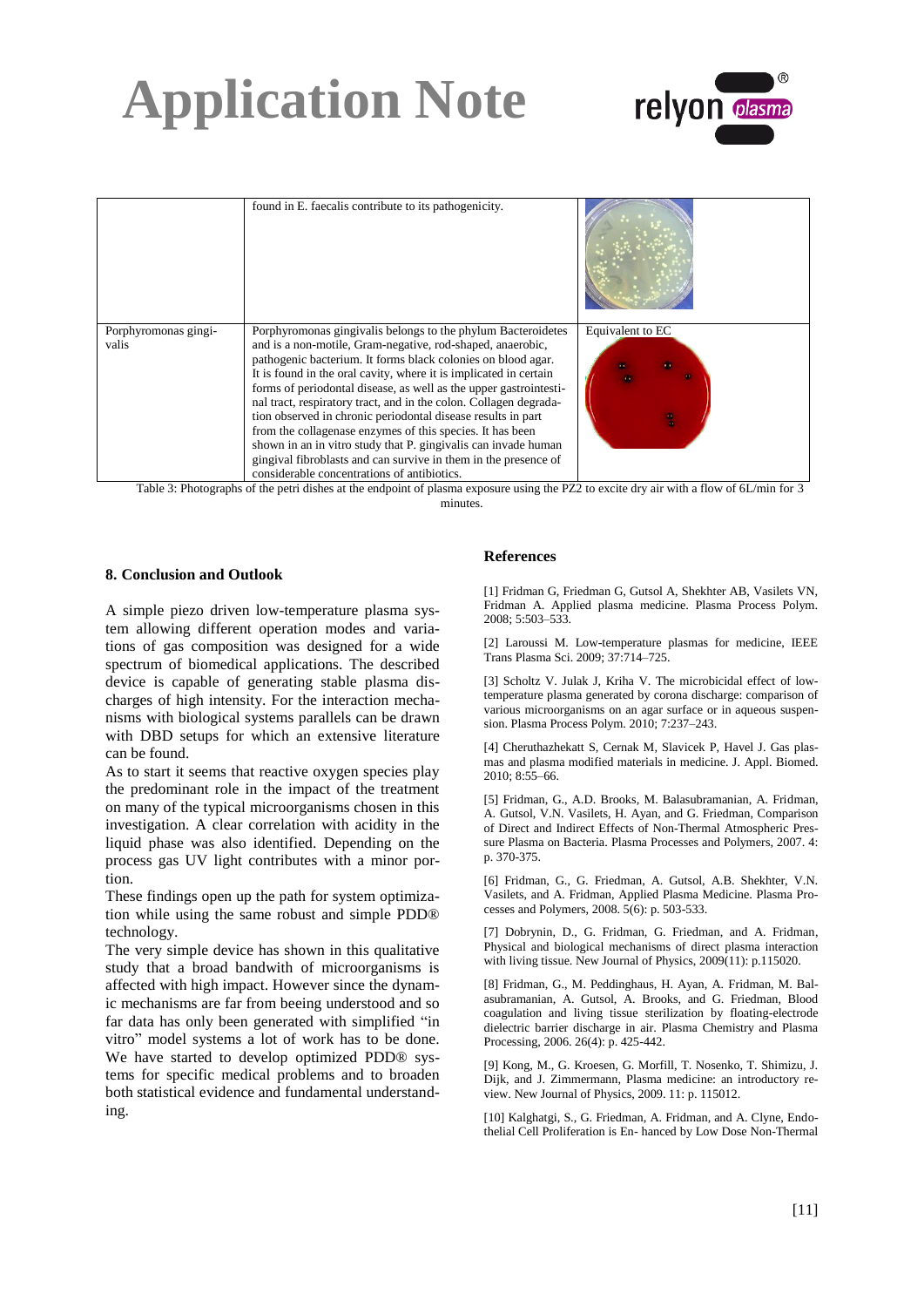| | | |
|---|---|---|
| | found in E. faecalis contribute to its pathogenicity. | |
| Porphyromonas gingivalis | Porphyromonas gingivalis belongs to the phylum Bacteroidetes and is a non-motile, Gram-negative, rod-shaped, anaerobic, pathogenic bacterium. It forms black colonies on blood agar. It is found in the oral cavity, where it is implicated in certain forms of periodontal disease, as well as the upper gastrointestinal tract, respiratory tract, and in the colon. Collagen degradation observed in chronic periodontal disease results in part from the collagenase enzymes of this species. It has been shown in an in vitro study that P. gingivalis can invade human gingival fibroblasts and can survive in them in the presence of considerable concentrations of antibiotics. | Equivalent to EC |

Table 3: Photographs of the petri dishes at the endpoint of plasma exposure using the PZ2 to excite dry air with a flow of 6L/min for 3 minutes.

## 8. Conclusion and Outlook

A simple piezo driven low-temperature plasma system allowing different operation modes and variations of gas composition was designed for a wide spectrum of biomedical applications. The described device is capable of generating stable plasma discharges of high intensity. For the interaction mechanisms with biological systems parallels can be drawn with DBD setups for which an extensive literature can be found.

As to start it seems that reactive oxygen species play the predominant role in the impact of the treatment on many of the typical microorganisms chosen in this investigation. A clear correlation with acidity in the liquid phase was also identified. Depending on the process gas UV light contributes with a minor portion.

These findings open up the path for system optimization while using the same robust and simple PDD® technology.

The very simple device has shown in this qualitative study that a broad bandwith of microorganisms is affected with high impact. However since the dynamic mechanisms are far from beeing understood and so far data has only been generated with simplified “in vitro” model systems a lot of work has to be done. We have started to develop optimized PDD® systems for specific medical problems and to broaden both statistical evidence and fundamental understanding.

## References

[1] Fridman G, Friedman G, Gutsol A, Shekhter AB, Vasilets VN, Fridman A. Applied plasma medicine. Plasma Process Polym. 2008; 5:503–533.

[2] Laroussi M. Low-temperature plasmas for medicine, IEEE Trans Plasma Sci. 2009; 37:714–725.

[3] Scholtz V. Julak J, Kriha V. The microbicidal effect of low-temperature plasma generated by corona discharge: comparison of various microorganisms on an agar surface or in aqueous suspension. Plasma Process Polym. 2010; 7:237–243.

[4] Cheruthazhekatt S, Cernak M, Slavicek P, Havel J. Gas plasmas and plasma modified materials in medicine. J. Appl. Biomed. 2010; 8:55–66.

[5] Fridman, G., A.D. Brooks, M. Balasubramanian, A. Fridman, A. Gutsol, V.N. Vasilets, H. Ayan, and G. Friedman, Comparison of Direct and Indirect Effects of Non-Thermal Atmospheric Pressure Plasma on Bacteria. Plasma Processes and Polymers, 2007. 4: p. 370-375.

[6] Fridman, G., G. Friedman, A. Gutsol, A.B. Shekhter, V.N. Vasilets, and A. Fridman, Applied Plasma Medicine. Plasma Processes and Polymers, 2008. 5(6): p. 503-533.

[7] Dobrynin, D., G. Fridman, G. Friedman, and A. Fridman, Physical and biological mechanisms of direct plasma interaction with living tissue. New Journal of Physics, 2009(11): p.115020.

[8] Fridman, G., M. Peddinghaus, H. Ayan, A. Fridman, M. Balasubramanian, A. Gutsol, A. Brooks, and G. Friedman, Blood coagulation and living tissue sterilization by floating-electrode dielectric barrier discharge in air. Plasma Chemistry and Plasma Processing, 2006. 26(4): p. 425-442.

[9] Kong, M., G. Kroesen, G. Morfill, T. Nosenko, T. Shimizu, J. Dijk, and J. Zimmermann, Plasma medicine: an introductory review. New Journal of Physics, 2009. 11: p. 115012.

[10] Kalghatgi, S., G. Friedman, A. Fridman, and A. Clyne, Endothelial Cell Proliferation is En- hanced by Low Dose Non-Thermal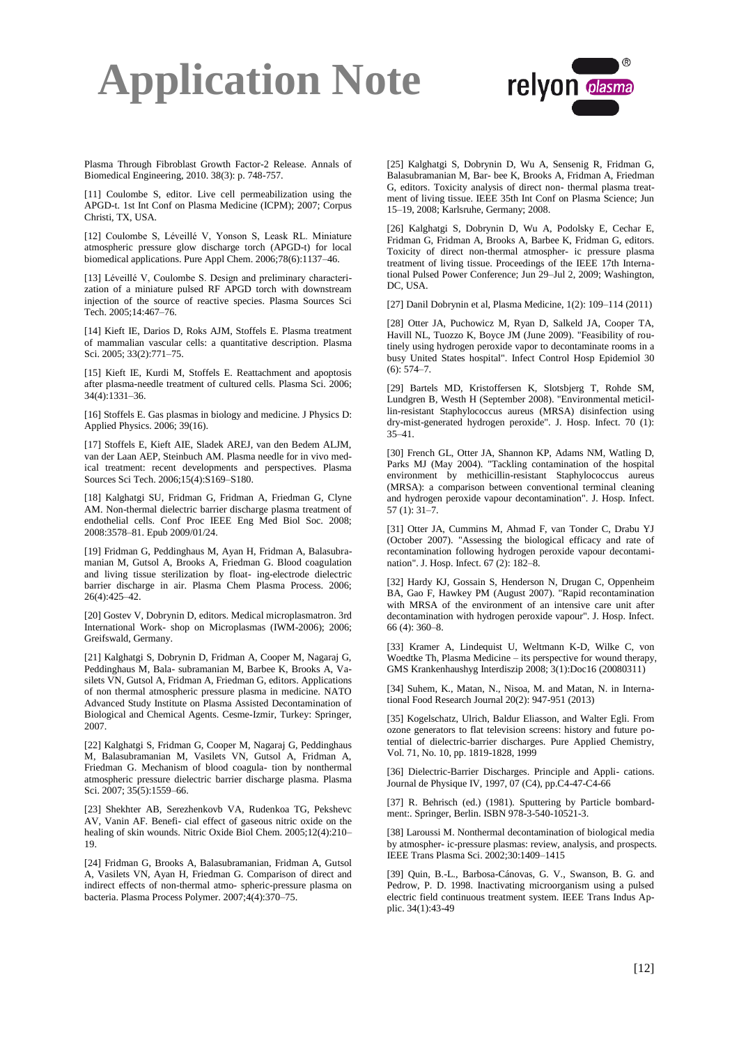Plasma Through Fibroblast Growth Factor-2 Release. Annals of Biomedical Engineering, 2010. 38(3): p. 748-757.

[11] Coulombe S, editor. Live cell permeabilization using the APGD-t. 1st Int Conf on Plasma Medicine (ICPM); 2007; Corpus Christi, TX, USA.

[12] Coulombe S, Léveillé V, Yonson S, Leask RL. Miniature atmospheric pressure glow discharge torch (APGD-t) for local biomedical applications. Pure Appl Chem. 2006;78(6):1137–46.

[13] Léveillé V, Coulombe S. Design and preliminary characterization of a miniature pulsed RF APGD torch with downstream injection of the source of reactive species. Plasma Sources Sci Tech. 2005;14:467–76.

[14] Kieft IE, Darios D, Roks AJM, Stoffels E. Plasma treatment of mammalian vascular cells: a quantitative description. Plasma Sci. 2005; 33(2):771–75.

[15] Kieft IE, Kurdi M, Stoffels E. Reattachment and apoptosis after plasma-needle treatment of cultured cells. Plasma Sci. 2006; 34(4):1331–36.

[16] Stoffels E. Gas plasmas in biology and medicine. J Physics D: Applied Physics. 2006; 39(16).

[17] Stoffels E, Kieft AIE, Sladek AREJ, van den Bedem ALJM, van der Laan AEP, Steinbuch AM. Plasma needle for in vivo medical treatment: recent developments and perspectives. Plasma Sources Sci Tech. 2006;15(4):S169–S180.

[18] Kalghatgi SU, Fridman G, Fridman A, Friedman G, Clyne AM. Non-thermal dielectric barrier discharge plasma treatment of endothelial cells. Conf Proc IEEE Eng Med Biol Soc. 2008; 2008:3578–81. Epub 2009/01/24.

[19] Fridman G, Peddinghaus M, Ayan H, Fridman A, Balasubramanian M, Gutsol A, Brooks A, Friedman G. Blood coagulation and living tissue sterilization by float- ing-electrode dielectric barrier discharge in air. Plasma Chem Plasma Process. 2006; 26(4):425–42.

[20] Gostev V, Dobrynin D, editors. Medical microplasmatron. 3rd International Work- shop on Microplasmas (IWM-2006); 2006; Greifswald, Germany.

[21] Kalghatgi S, Dobrynin D, Fridman A, Cooper M, Nagaraj G, Peddinghaus M, Bala- subramanian M, Barbee K, Brooks A, Vasilets VN, Gutsol A, Fridman A, Friedman G, editors. Applications of non thermal atmospheric pressure plasma in medicine. NATO Advanced Study Institute on Plasma Assisted Decontamination of Biological and Chemical Agents. Cesme-Izmir, Turkey: Springer, 2007.

[22] Kalghatgi S, Fridman G, Cooper M, Nagaraj G, Peddinghaus M, Balasubramanian M, Vasilets VN, Gutsol A, Fridman A, Friedman G. Mechanism of blood coagula- tion by nonthermal atmospheric pressure dielectric barrier discharge plasma. Plasma Sci. 2007; 35(5):1559–66.

[23] Shekhter AB, Serezhenkovb VA, Rudenkoa TG, Pekshevc AV, Vanin AF. Benefi- cial effect of gaseous nitric oxide on the healing of skin wounds. Nitric Oxide Biol Chem. 2005;12(4):210–19.

[24] Fridman G, Brooks A, Balasubramanian, Fridman A, Gutsol A, Vasilets VN, Ayan H, Friedman G. Comparison of direct and indirect effects of non-thermal atmo- spheric-pressure plasma on bacteria. Plasma Process Polymer. 2007;4(4):370–75.

[25] Kalghatgi S, Dobrynin D, Wu A, Sensenig R, Fridman G, Balasubramanian M, Bar- bee K, Brooks A, Fridman A, Friedman G, editors. Toxicity analysis of direct non- thermal plasma treatment of living tissue. IEEE 35th Int Conf on Plasma Science; Jun 15–19, 2008; Karlsruhe, Germany; 2008.

[26] Kalghatgi S, Dobrynin D, Wu A, Podolsky E, Cechar E, Fridman G, Fridman A, Brooks A, Barbee K, Fridman G, editors. Toxicity of direct non-thermal atmospher- ic pressure plasma treatment of living tissue. Proceedings of the IEEE 17th International Pulsed Power Conference; Jun 29–Jul 2, 2009; Washington, DC, USA.

[27] Danil Dobrynin et al, Plasma Medicine, 1(2): 109–114 (2011)

[28] Otter JA, Puchowicz M, Ryan D, Salkeld JA, Cooper TA, Havill NL, Tuozzo K, Boyce JM (June 2009). "Feasibility of routinely using hydrogen peroxide vapor to decontaminate rooms in a busy United States hospital". Infect Control Hosp Epidemiol 30 (6): 574–7.

[29] Bartels MD, Kristoffersen K, Slotsbjerg T, Rohde SM, Lundgren B, Westh H (September 2008). "Environmental meticillin-resistant Staphylococcus aureus (MRSA) disinfection using dry-mist-generated hydrogen peroxide". J. Hosp. Infect. 70 (1): 35–41.

[30] French GL, Otter JA, Shannon KP, Adams NM, Watling D, Parks MJ (May 2004). "Tackling contamination of the hospital environment by methicillin-resistant Staphylococcus aureus (MRSA): a comparison between conventional terminal cleaning and hydrogen peroxide vapour decontamination". J. Hosp. Infect. 57 (1): 31–7.

[31] Otter JA, Cummins M, Ahmad F, van Tonder C, Drabu YJ (October 2007). "Assessing the biological efficacy and rate of recontamination following hydrogen peroxide vapour decontamination". J. Hosp. Infect. 67 (2): 182–8.

[32] Hardy KJ, Gossain S, Henderson N, Drugan C, Oppenheim BA, Gao F, Hawkey PM (August 2007). "Rapid recontamination with MRSA of the environment of an intensive care unit after decontamination with hydrogen peroxide vapour". J. Hosp. Infect. 66 (4): 360–8.

[33] Kramer A, Lindequist U, Weltmann K-D, Wilke C, von Woedtke Th, Plasma Medicine – its perspective for wound therapy, GMS Krankenhaushyg Interdiszip 2008; 3(1):Doc16 (20080311)

[34] Suhem, K., Matan, N., Nisoa, M. and Matan, N. in International Food Research Journal 20(2): 947-951 (2013)

[35] Kogelschatz, Ulrich, Baldur Eliasson, and Walter Egli. From ozone generators to flat television screens: history and future potential of dielectric-barrier discharges. Pure Applied Chemistry, Vol. 71, No. 10, pp. 1819-1828, 1999

[36] Dielectric-Barrier Discharges. Principle and Appli- cations. Journal de Physique IV, 1997, 07 (C4), pp.C4-47-C4-66

[37] R. Behrisch (ed.) (1981). Sputtering by Particle bombardment:. Springer, Berlin. ISBN 978-3-540-10521-3.

[38] Laroussi M. Nonthermal decontamination of biological media by atmospher- ic-pressure plasmas: review, analysis, and prospects. IEEE Trans Plasma Sci. 2002;30:1409–1415

[39] Quin, B.-L., Barbosa-Cánovas, G. V., Swanson, B. G. and Pedrow, P. D. 1998. Inactivating microorganism using a pulsed electric field continuous treatment system. IEEE Trans Indus Applic. 34(1):43-49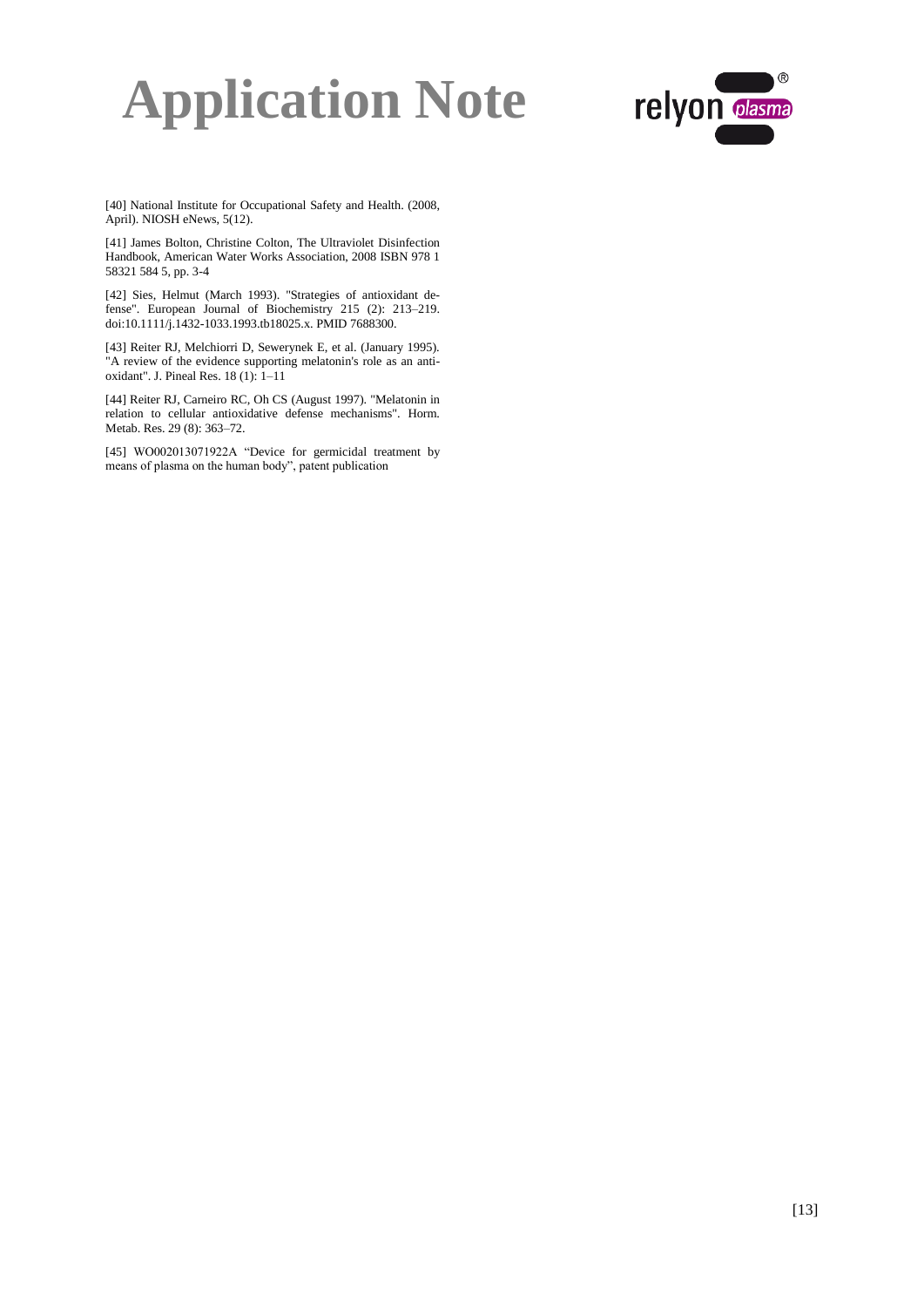[40] National Institute for Occupational Safety and Health. (2008, April). NIOSH eNews, 5(12).

[41] James Bolton, Christine Colton, The Ultraviolet Disinfection Handbook, American Water Works Association, 2008 ISBN 978 1 58321 584 5, pp. 3-4

[42] Sies, Helmut (March 1993). "Strategies of antioxidant defense". European Journal of Biochemistry 215 (2): 213–219. doi:10.1111/j.1432-1033.1993.tb18025.x. PMID 7688300.

[43] Reiter RJ, Melchiorri D, Sewerynek E, et al. (January 1995). "A review of the evidence supporting melatonin's role as an antioxidant". J. Pineal Res. 18 (1): 1–11

[44] Reiter RJ, Carneiro RC, Oh CS (August 1997). "Melatonin in relation to cellular antioxidative defense mechanisms". Horm. Metab. Res. 29 (8): 363–72.

[45] WO002013071922A "Device for germicidal treatment by means of plasma on the human body", patent publication